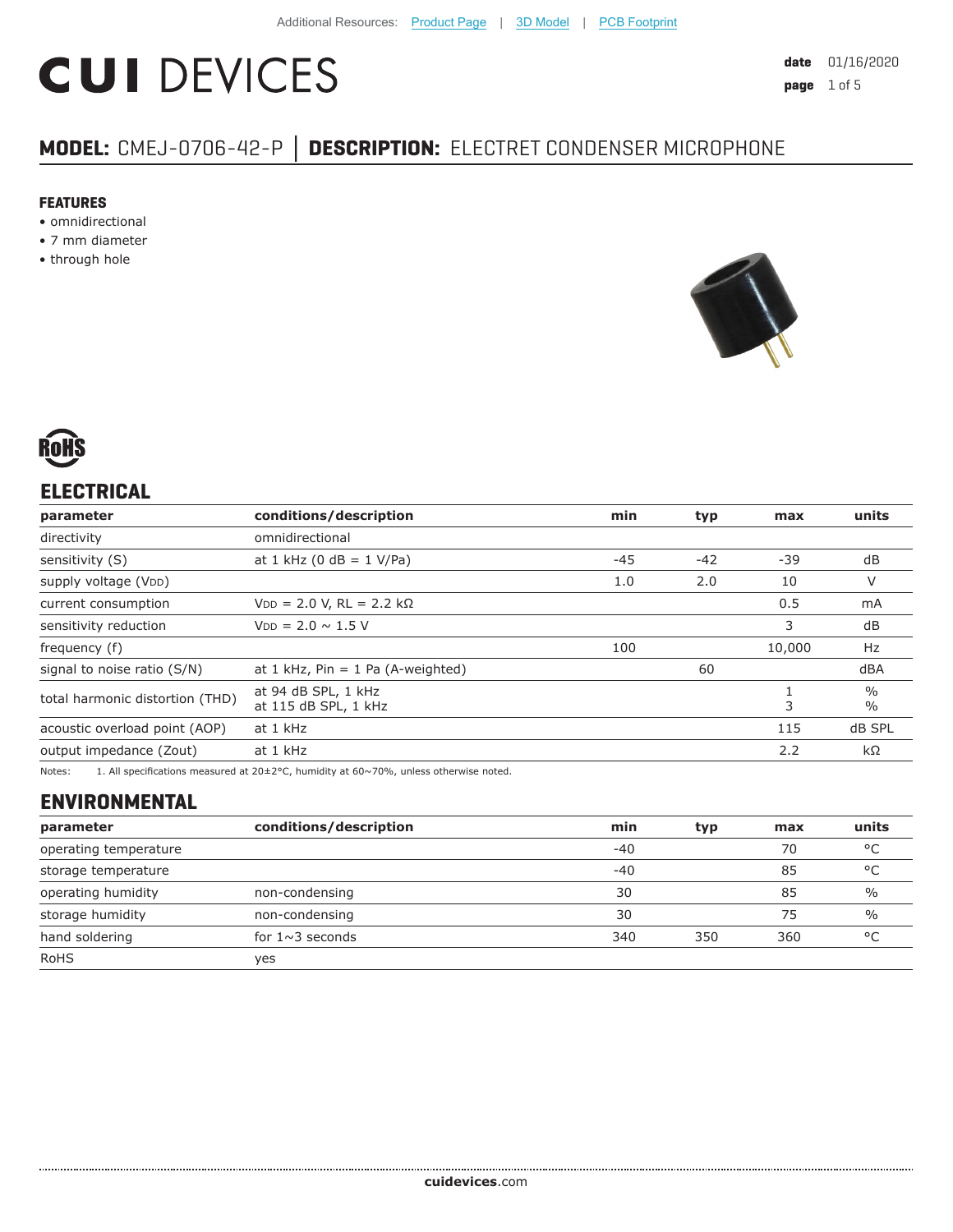Additional Resources: Product Page | 3D Model | PCB Footprint

# CUI DEVICES

date 01/16/2020

## MODEL: CMEJ-0706-42-P | DESCRIPTION: ELECTRET CONDENSER MICROPHONE

**FEATURES**
- omnidirectional
- 7 mm diameter
- through hole

RoHS

## ELECTRICAL

| parameter | conditions/description | min | typ | max | units |
|---|---|---|---|---|---|
| directivity | omnidirectional | | | | |
| sensitivity (S) | at 1 kHz (0 dB = 1 V/Pa) | -45 | -42 | -39 | dB |
| supply voltage ($V_{DD}$) | | 1.0 | 2.0 | 10 | V |
| current consumption | $V_{DD}$ = 2.0 V, RL = 2.2 kΩ | | | 0.5 | mA |
| sensitivity reduction | $V_{DD}$ = 2.0 ~ 1.5 V | | | 3 | dB |
| frequency (f) | | 100 | | 10,000 | Hz |
| signal to noise ratio (S/N) | at 1 kHz, Pin = 1 Pa (A-weighted) | | 60 | | dBA |
| total harmonic distortion (THD) | at 94 dB SPL, 1 kHz<br>at 115 dB SPL, 1 kHz | | | 1<br>3 | %<br>% |
| acoustic overload point (AOP) | at 1 kHz | | | 115 | dB SPL |
| output impedance (Zout) | at 1 kHz | | | 2.2 | kΩ |

Notes: 1. All specifications measured at 20±2°C, humidity at 60~70%, unless otherwise noted.

## ENVIRONMENTAL

| parameter | conditions/description | min | typ | max | units |
|---|---|---|---|---|---|
| operating temperature | | -40 | | 70 | °C |
| storage temperature | | -40 | | 85 | °C |
| operating humidity | non-condensing | 30 | | 85 | % |
| storage humidity | non-condensing | 30 | | 75 | % |
| hand soldering | for 1~3 seconds | 340 | 350 | 360 | °C |
| RoHS | yes | | | | |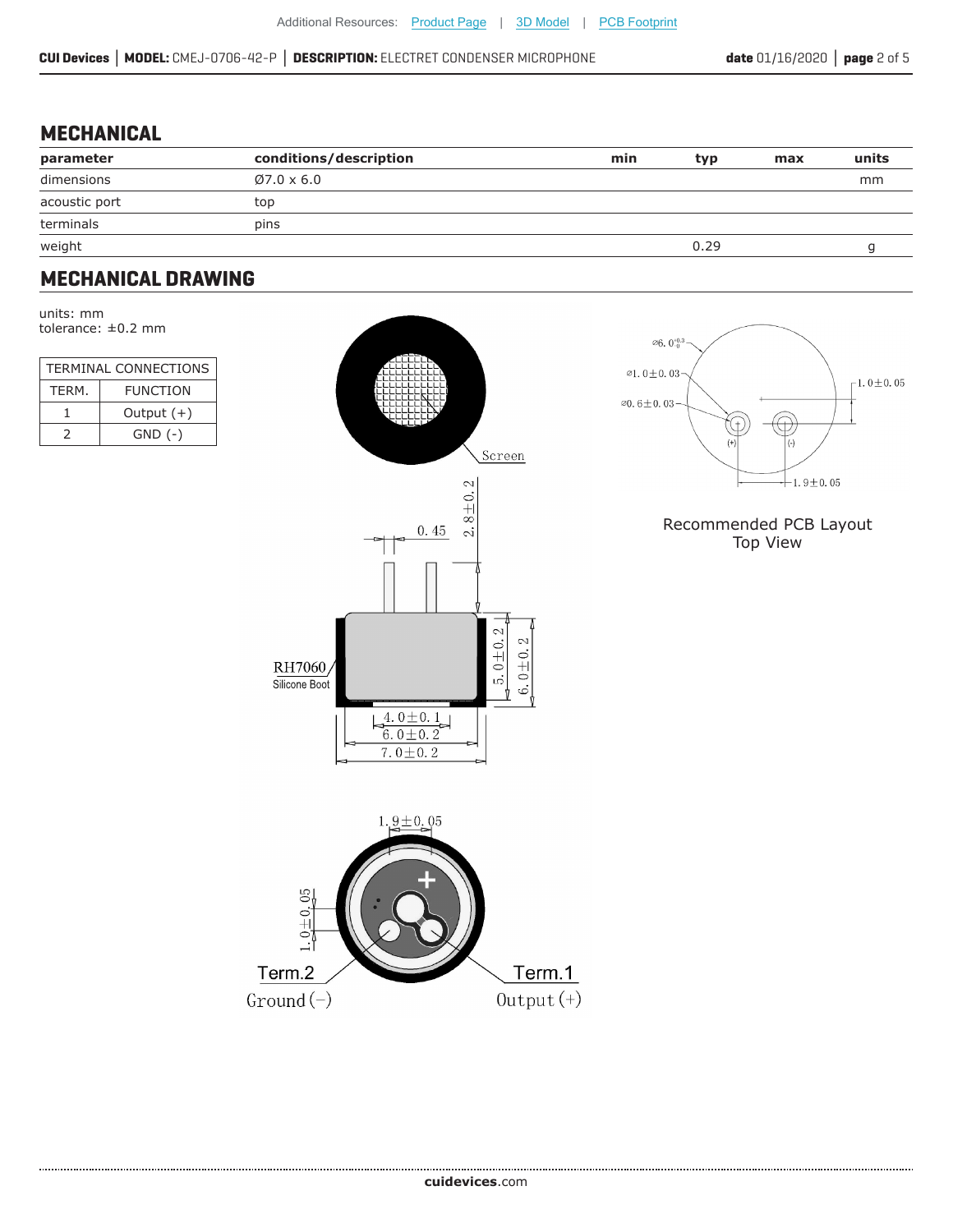## MECHANICAL

| parameter | conditions/description | min | typ | max | units |
|---|---|---|---|---|---|
| dimensions | Ø7.0 x 6.0 | | | | mm |
| acoustic port | top | | | | |
| terminals | pins | | | | |
| weight | | | 0.29 | | g |

## MECHANICAL DRAWING

units: mm
tolerance: ±0.2 mm

| TERMINAL CONNECTIONS | |
|---|---|
| TERM. | FUNCTION |
| 1 | Output (+) |
| 2 | GND (-) |

Screen

0.45

2.8±0.2

RH7060
Silicone Boot

5.0±0.2

6.0±0.2

4.0±0.1

6.0±0.2

7.0±0.2

1.9±0.05

1.0±0.05

Term.2
Ground (−)

Term.1
Output (+)

Ø6.0 $^{+0.3}_{0}$

Ø1.0±0.03

Ø0.6±0.03

1.0±0.05

(+)

(-)

1.9±0.05

Recommended PCB Layout
Top View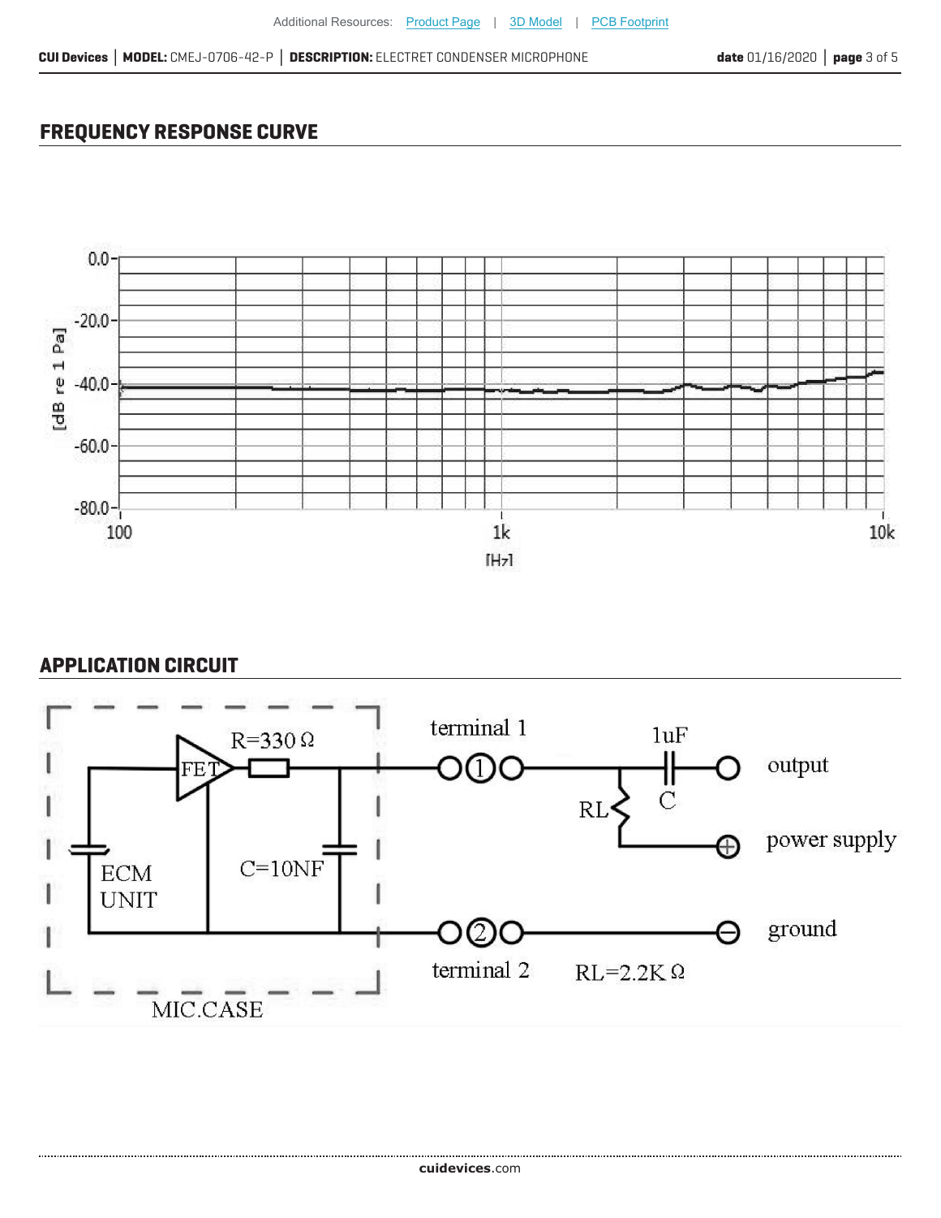## FREQUENCY RESPONSE CURVE

## APPLICATION CIRCUIT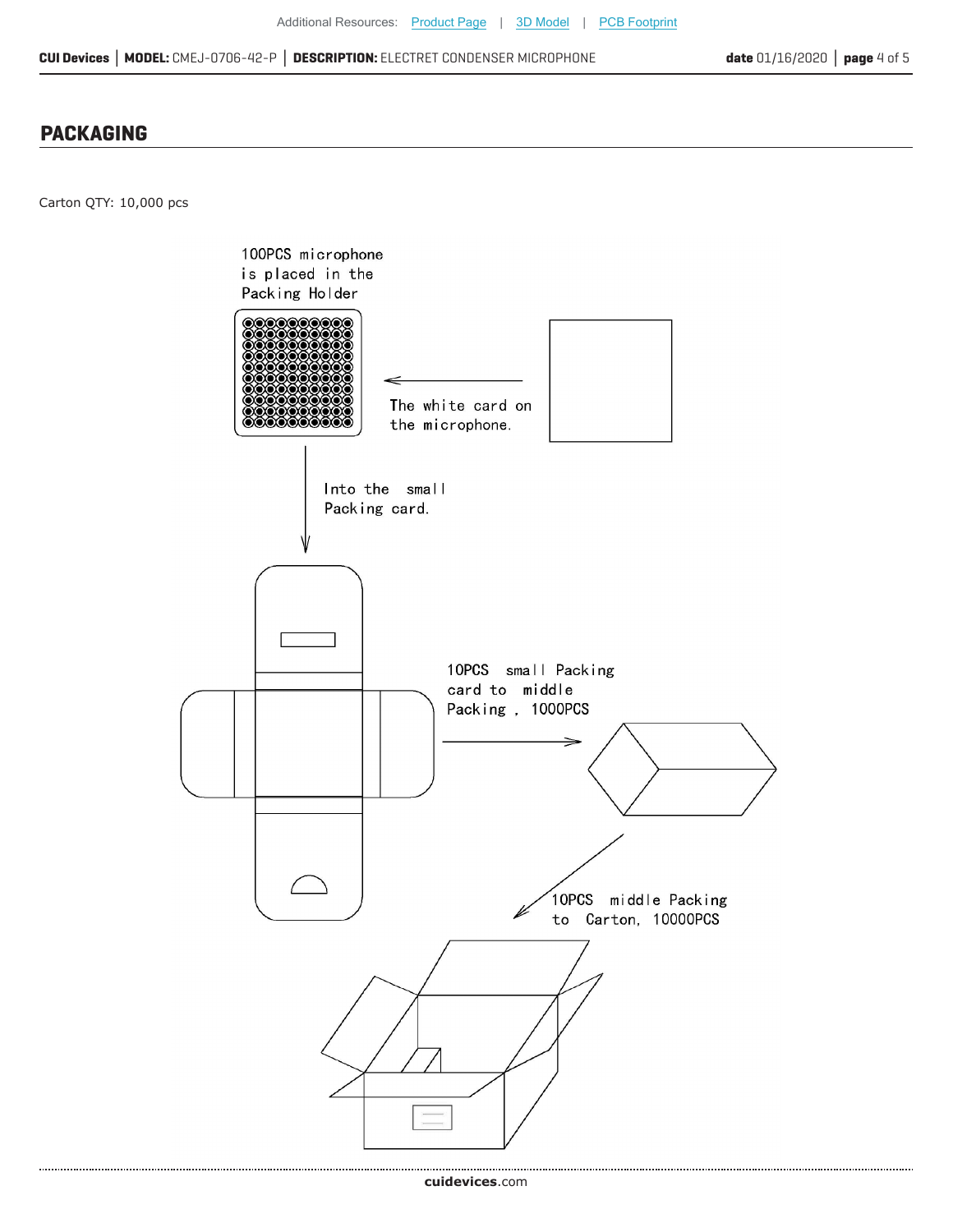## PACKAGING

Carton QTY: 10,000 pcs

100PCS microphone is placed in the Packing Holder

The white card on the microphone.

Into the small Packing card.

10PCS small Packing card to middle Packing , 1000PCS

10PCS middle Packing to Carton, 10000PCS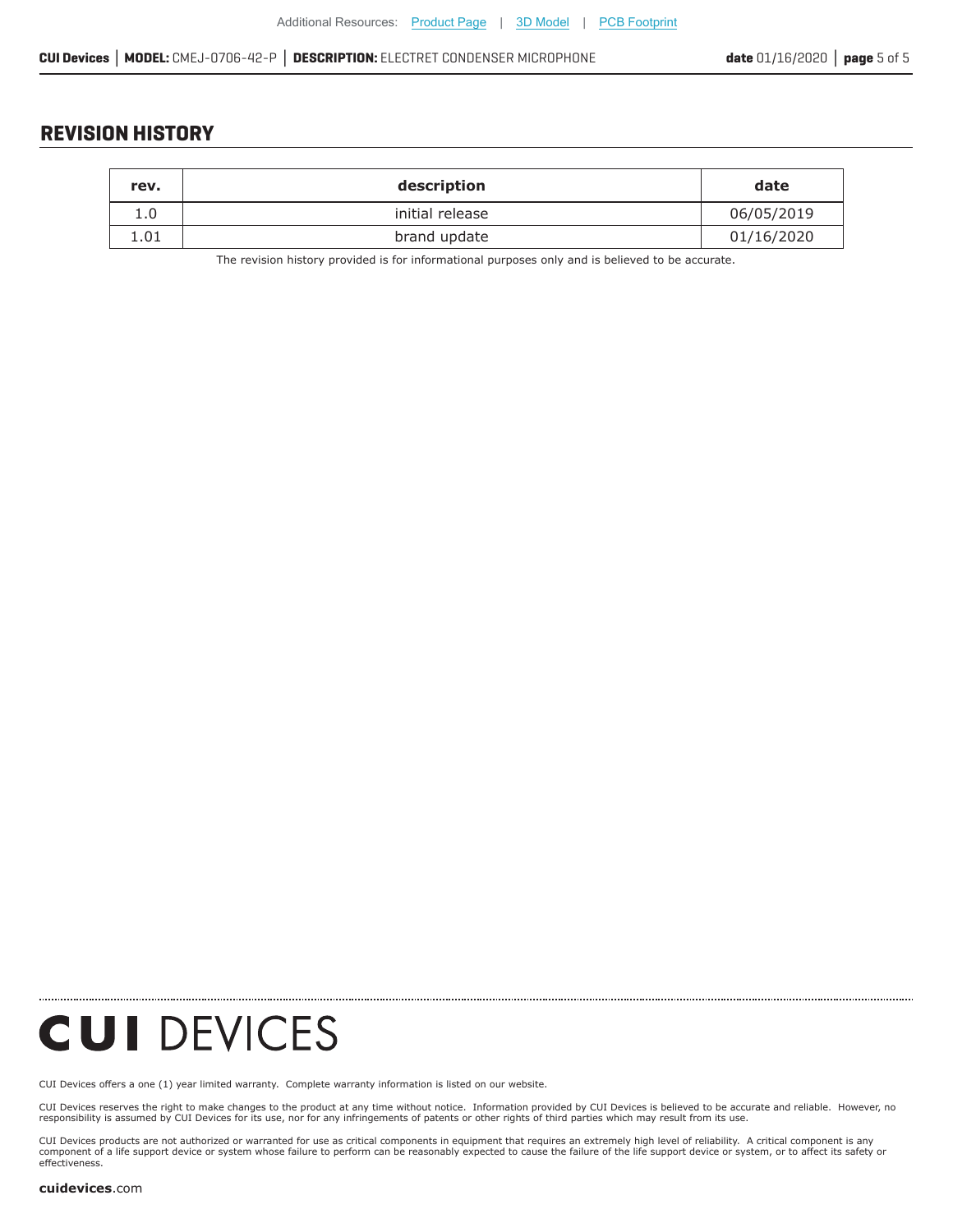## REVISION HISTORY

| rev. | description | date |
|---|---|---|
| 1.0 | initial release | 06/05/2019 |
| 1.01 | brand update | 01/16/2020 |

The revision history provided is for informational purposes only and is believed to be accurate.

CUI DEVICES

CUI Devices offers a one (1) year limited warranty. Complete warranty information is listed on our website.

CUI Devices reserves the right to make changes to the product at any time without notice. Information provided by CUI Devices is believed to be accurate and reliable. However, no responsibility is assumed by CUI Devices for its use, nor for any infringements of patents or other rights of third parties which may result from its use.

CUI Devices products are not authorized or warranted for use as critical components in equipment that requires an extremely high level of reliability. A critical component is any component of a life support device or system whose failure to perform can be reasonably expected to cause the failure of the life support device or system, or to affect its safety or effectiveness.

**cuidevices**.com